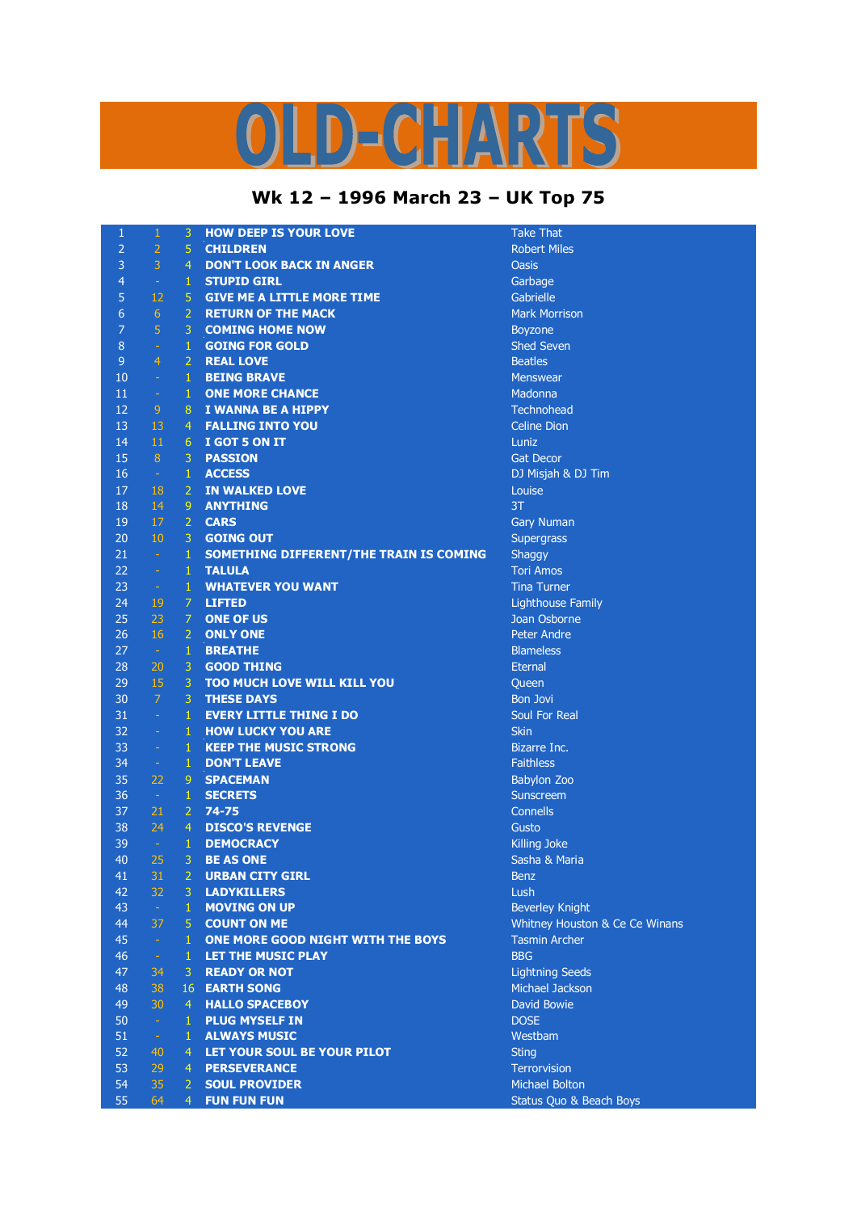# OLD-CHARTS

## Wk 12 – 1996 March 23 – UK Top 75

| | | | | |
|---|---|---|---|---|
| 1 | 1 | 3 | HOW DEEP IS YOUR LOVE | Take That |
| 2 | 2 | 5 | CHILDREN | Robert Miles |
| 3 | 3 | 4 | DON'T LOOK BACK IN ANGER | Oasis |
| 4 | - | 1 | STUPID GIRL | Garbage |
| 5 | 12 | 5 | GIVE ME A LITTLE MORE TIME | Gabrielle |
| 6 | 6 | 2 | RETURN OF THE MACK | Mark Morrison |
| 7 | 5 | 3 | COMING HOME NOW | Boyzone |
| 8 | - | 1 | GOING FOR GOLD | Shed Seven |
| 9 | 4 | 2 | REAL LOVE | Beatles |
| 10 | - | 1 | BEING BRAVE | Menswear |
| 11 | - | 1 | ONE MORE CHANCE | Madonna |
| 12 | 9 | 8 | I WANNA BE A HIPPY | Technohead |
| 13 | 13 | 4 | FALLING INTO YOU | Celine Dion |
| 14 | 11 | 6 | I GOT 5 ON IT | Luniz |
| 15 | 8 | 3 | PASSION | Gat Decor |
| 16 | - | 1 | ACCESS | DJ Misjah & DJ Tim |
| 17 | 18 | 2 | IN WALKED LOVE | Louise |
| 18 | 14 | 9 | ANYTHING | 3T |
| 19 | 17 | 2 | CARS | Gary Numan |
| 20 | 10 | 3 | GOING OUT | Supergrass |
| 21 | - | 1 | SOMETHING DIFFERENT/THE TRAIN IS COMING | Shaggy |
| 22 | - | 1 | TALULA | Tori Amos |
| 23 | - | 1 | WHATEVER YOU WANT | Tina Turner |
| 24 | 19 | 7 | LIFTED | Lighthouse Family |
| 25 | 23 | 7 | ONE OF US | Joan Osborne |
| 26 | 16 | 2 | ONLY ONE | Peter Andre |
| 27 | - | 1 | BREATHE | Blameless |
| 28 | 20 | 3 | GOOD THING | Eternal |
| 29 | 15 | 3 | TOO MUCH LOVE WILL KILL YOU | Queen |
| 30 | 7 | 3 | THESE DAYS | Bon Jovi |
| 31 | - | 1 | EVERY LITTLE THING I DO | Soul For Real |
| 32 | - | 1 | HOW LUCKY YOU ARE | Skin |
| 33 | - | 1 | KEEP THE MUSIC STRONG | Bizarre Inc. |
| 34 | - | 1 | DON'T LEAVE | Faithless |
| 35 | 22 | 9 | SPACEMAN | Babylon Zoo |
| 36 | - | 1 | SECRETS | Sunscreem |
| 37 | 21 | 2 | 74-75 | Connells |
| 38 | 24 | 4 | DISCO'S REVENGE | Gusto |
| 39 | - | 1 | DEMOCRACY | Killing Joke |
| 40 | 25 | 3 | BE AS ONE | Sasha & Maria |
| 41 | 31 | 2 | URBAN CITY GIRL | Benz |
| 42 | 32 | 3 | LADYKILLERS | Lush |
| 43 | - | 1 | MOVING ON UP | Beverley Knight |
| 44 | 37 | 5 | COUNT ON ME | Whitney Houston & Ce Ce Winans |
| 45 | - | 1 | ONE MORE GOOD NIGHT WITH THE BOYS | Tasmin Archer |
| 46 | - | 1 | LET THE MUSIC PLAY | BBG |
| 47 | 34 | 3 | READY OR NOT | Lightning Seeds |
| 48 | 38 | 16 | EARTH SONG | Michael Jackson |
| 49 | 30 | 4 | HALLO SPACEBOY | David Bowie |
| 50 | - | 1 | PLUG MYSELF IN | DOSE |
| 51 | - | 1 | ALWAYS MUSIC | Westbam |
| 52 | 40 | 4 | LET YOUR SOUL BE YOUR PILOT | Sting |
| 53 | 29 | 4 | PERSEVERANCE | Terrorvision |
| 54 | 35 | 2 | SOUL PROVIDER | Michael Bolton |
| 55 | 64 | 4 | FUN FUN FUN | Status Quo & Beach Boys |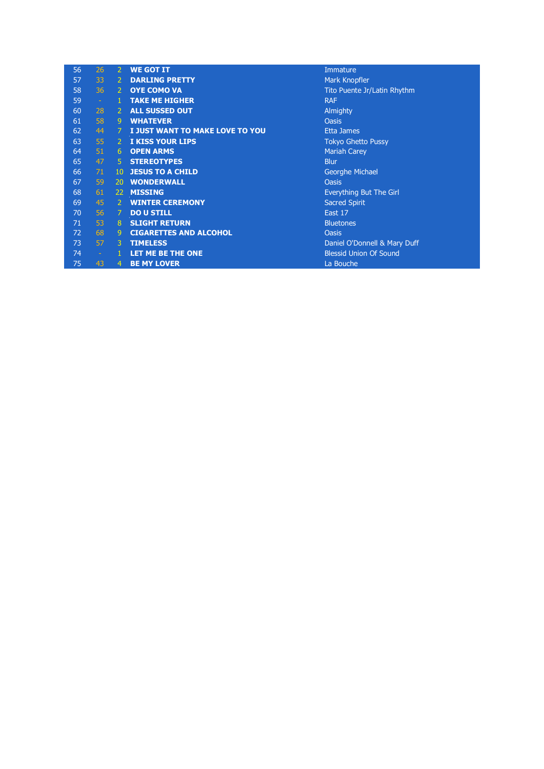| | | | | |
|---|---|---|---|---|
| 56 | 26 | 2 | WE GOT IT | Immature |
| 57 | 33 | 2 | DARLING PRETTY | Mark Knopfler |
| 58 | 36 | 2 | OYE COMO VA | Tito Puente Jr/Latin Rhythm |
| 59 | - | 1 | TAKE ME HIGHER | RAF |
| 60 | 28 | 2 | ALL SUSSED OUT | Almighty |
| 61 | 58 | 9 | WHATEVER | Oasis |
| 62 | 44 | 7 | I JUST WANT TO MAKE LOVE TO YOU | Etta James |
| 63 | 55 | 2 | I KISS YOUR LIPS | Tokyo Ghetto Pussy |
| 64 | 51 | 6 | OPEN ARMS | Mariah Carey |
| 65 | 47 | 5 | STEREOTYPES | Blur |
| 66 | 71 | 10 | JESUS TO A CHILD | Georghe Michael |
| 67 | 59 | 20 | WONDERWALL | Oasis |
| 68 | 61 | 22 | MISSING | Everything But The Girl |
| 69 | 45 | 2 | WINTER CEREMONY | Sacred Spirit |
| 70 | 56 | 7 | DO U STILL | East 17 |
| 71 | 53 | 8 | SLIGHT RETURN | Bluetones |
| 72 | 68 | 9 | CIGARETTES AND ALCOHOL | Oasis |
| 73 | 57 | 3 | TIMELESS | Daniel O'Donnell & Mary Duff |
| 74 | - | 1 | LET ME BE THE ONE | Blessid Union Of Sound |
| 75 | 43 | 4 | BE MY LOVER | La Bouche |